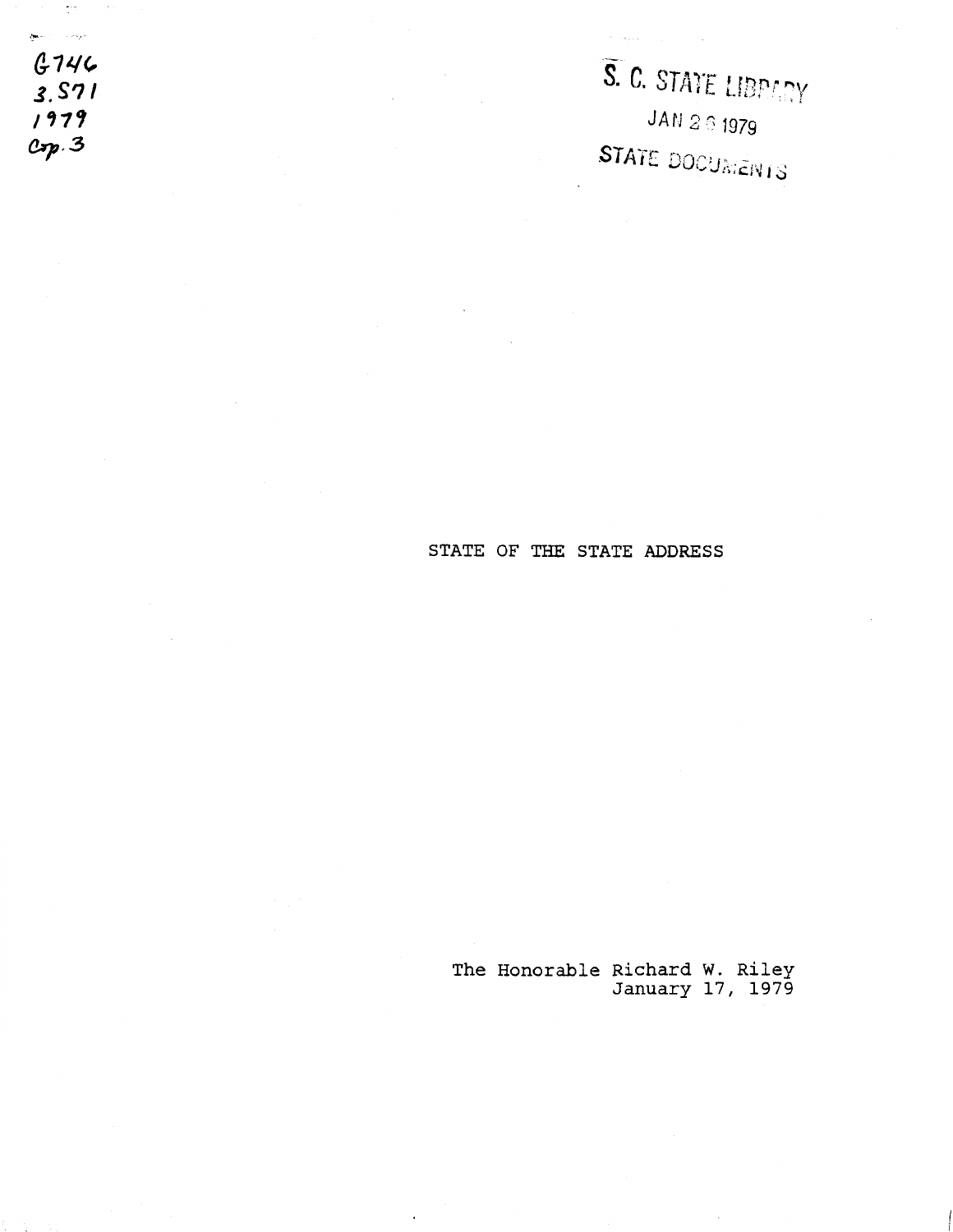G746
3.S71
1979
Cop. 3

S. C. STATE LIBRARY
JAN 26 1979
STATE DOCUMENTS

# STATE OF THE STATE ADDRESS

The Honorable Richard W. Riley
January 17, 1979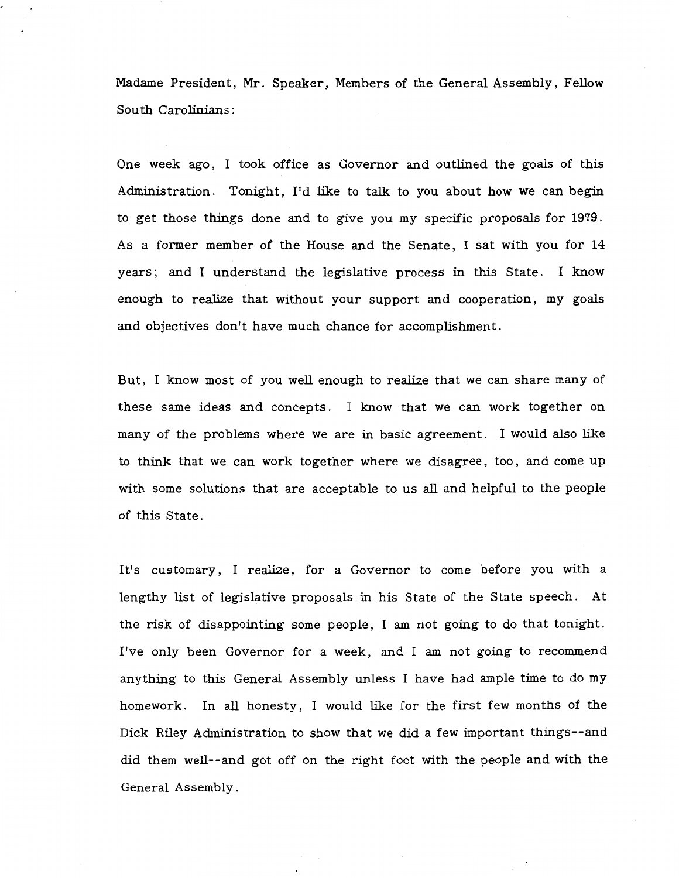Madame President, Mr. Speaker, Members of the General Assembly, Fellow South Carolinians:

One week ago, I took office as Governor and outlined the goals of this Administration. Tonight, I'd like to talk to you about how we can begin to get those things done and to give you my specific proposals for 1979. As a former member of the House and the Senate, I sat with you for 14 years; and I understand the legislative process in this State. I know enough to realize that without your support and cooperation, my goals and objectives don't have much chance for accomplishment.

But, I know most of you well enough to realize that we can share many of these same ideas and concepts. I know that we can work together on many of the problems where we are in basic agreement. I would also like to think that we can work together where we disagree, too, and come up with some solutions that are acceptable to us all and helpful to the people of this State.

It's customary, I realize, for a Governor to come before you with a lengthy list of legislative proposals in his State of the State speech. At the risk of disappointing some people, I am not going to do that tonight. I've only been Governor for a week, and I am not going to recommend anything to this General Assembly unless I have had ample time to do my homework. In all honesty, I would like for the first few months of the Dick Riley Administration to show that we did a few important things--and did them well--and got off on the right foot with the people and with the General Assembly.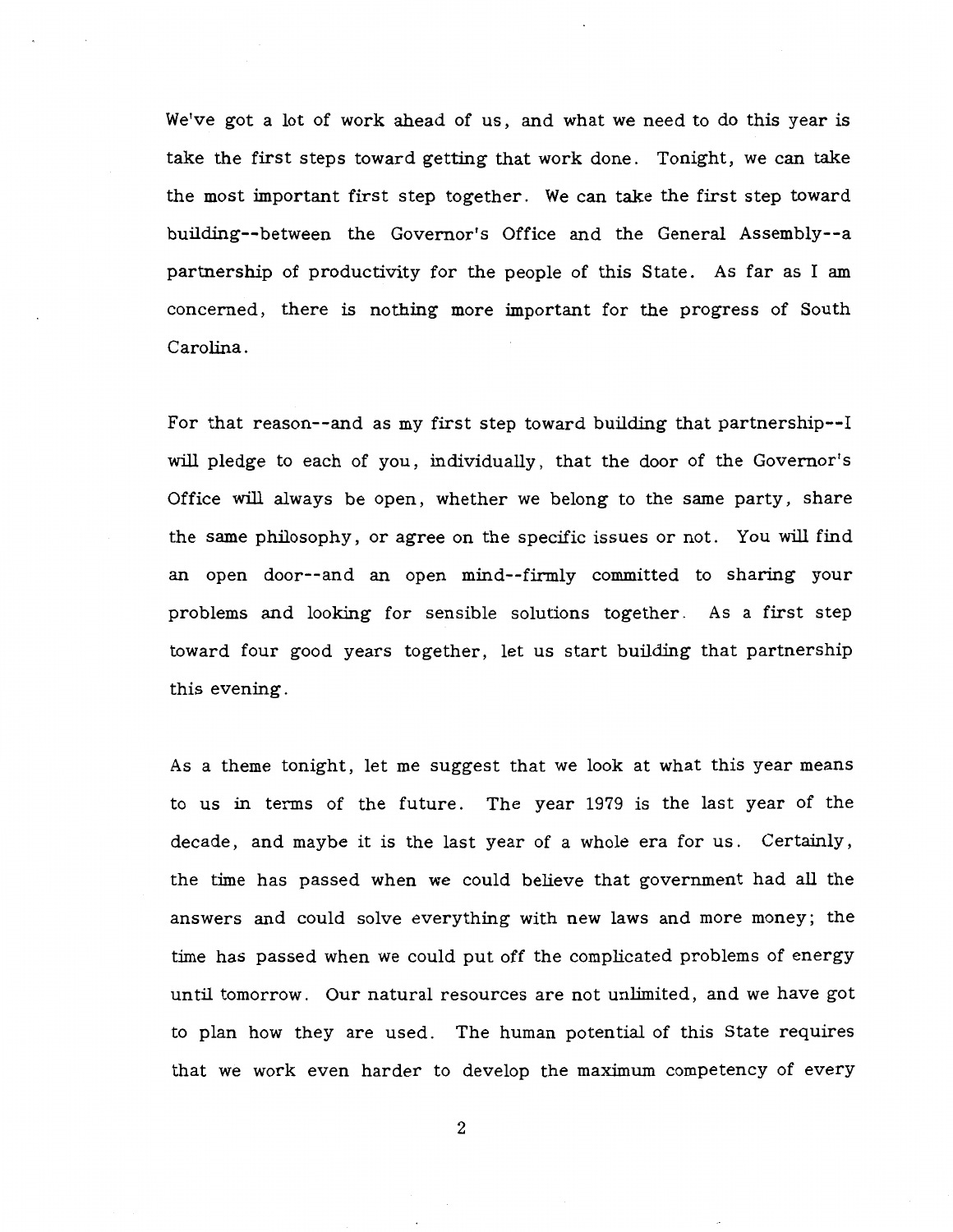We've got a lot of work ahead of us, and what we need to do this year is take the first steps toward getting that work done. Tonight, we can take the most important first step together. We can take the first step toward building--between the Governor's Office and the General Assembly--a partnership of productivity for the people of this State. As far as I am concerned, there is nothing more important for the progress of South Carolina.

For that reason--and as my first step toward building that partnership--I will pledge to each of you, individually, that the door of the Governor's Office will always be open, whether we belong to the same party, share the same philosophy, or agree on the specific issues or not. You will find an open door--and an open mind--firmly committed to sharing your problems and looking for sensible solutions together. As a first step toward four good years together, let us start building that partnership this evening.

As a theme tonight, let me suggest that we look at what this year means to us in terms of the future. The year 1979 is the last year of the decade, and maybe it is the last year of a whole era for us. Certainly, the time has passed when we could believe that government had all the answers and could solve everything with new laws and more money; the time has passed when we could put off the complicated problems of energy until tomorrow. Our natural resources are not unlimited, and we have got to plan how they are used. The human potential of this State requires that we work even harder to develop the maximum competency of every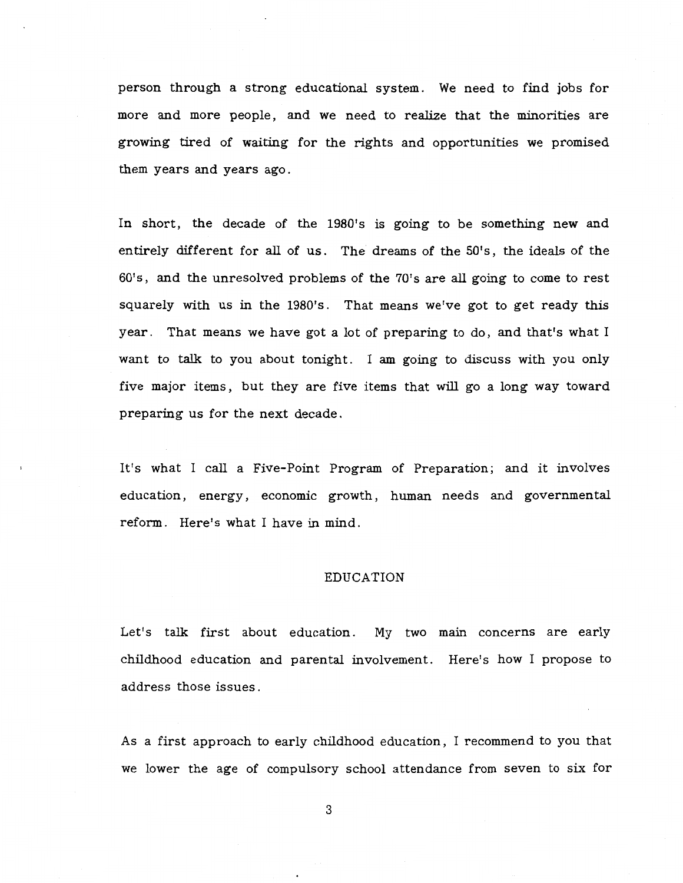person through a strong educational system. We need to find jobs for more and more people, and we need to realize that the minorities are growing tired of waiting for the rights and opportunities we promised them years and years ago.

In short, the decade of the 1980's is going to be something new and entirely different for all of us. The dreams of the 50's, the ideals of the 60's, and the unresolved problems of the 70's are all going to come to rest squarely with us in the 1980's. That means we've got to get ready this year. That means we have got a lot of preparing to do, and that's what I want to talk to you about tonight. I am going to discuss with you only five major items, but they are five items that will go a long way toward preparing us for the next decade.

It's what I call a Five-Point Program of Preparation; and it involves education, energy, economic growth, human needs and governmental reform. Here's what I have in mind.

## EDUCATION

Let's talk first about education. My two main concerns are early childhood education and parental involvement. Here's how I propose to address those issues.

As a first approach to early childhood education, I recommend to you that we lower the age of compulsory school attendance from seven to six for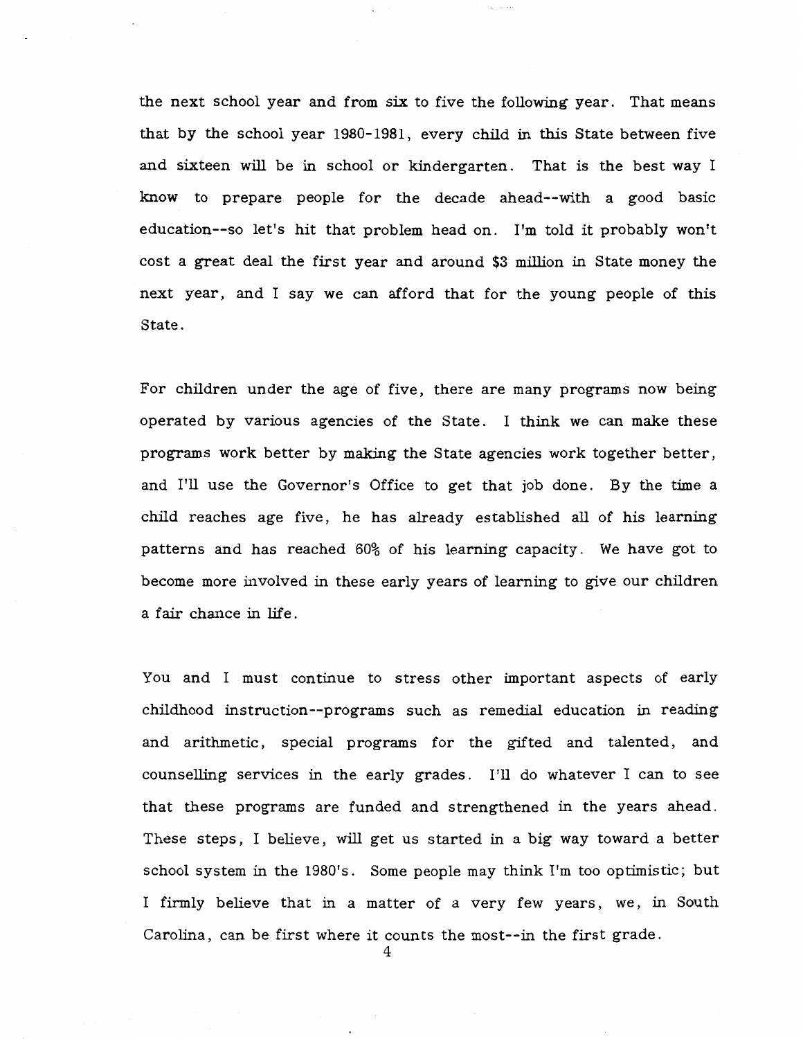the next school year and from six to five the following year. That means that by the school year 1980-1981, every child in this State between five and sixteen will be in school or kindergarten. That is the best way I know to prepare people for the decade ahead--with a good basic education--so let's hit that problem head on. I'm told it probably won't cost a great deal the first year and around $3 million in State money the next year, and I say we can afford that for the young people of this State.

For children under the age of five, there are many programs now being operated by various agencies of the State. I think we can make these programs work better by making the State agencies work together better, and I'll use the Governor's Office to get that job done. By the time a child reaches age five, he has already established all of his learning patterns and has reached 60% of his learning capacity. We have got to become more involved in these early years of learning to give our children a fair chance in life.

You and I must continue to stress other important aspects of early childhood instruction--programs such as remedial education in reading and arithmetic, special programs for the gifted and talented, and counselling services in the early grades. I'll do whatever I can to see that these programs are funded and strengthened in the years ahead. These steps, I believe, will get us started in a big way toward a better school system in the 1980's. Some people may think I'm too optimistic; but I firmly believe that in a matter of a very few years, we, in South Carolina, can be first where it counts the most--in the first grade.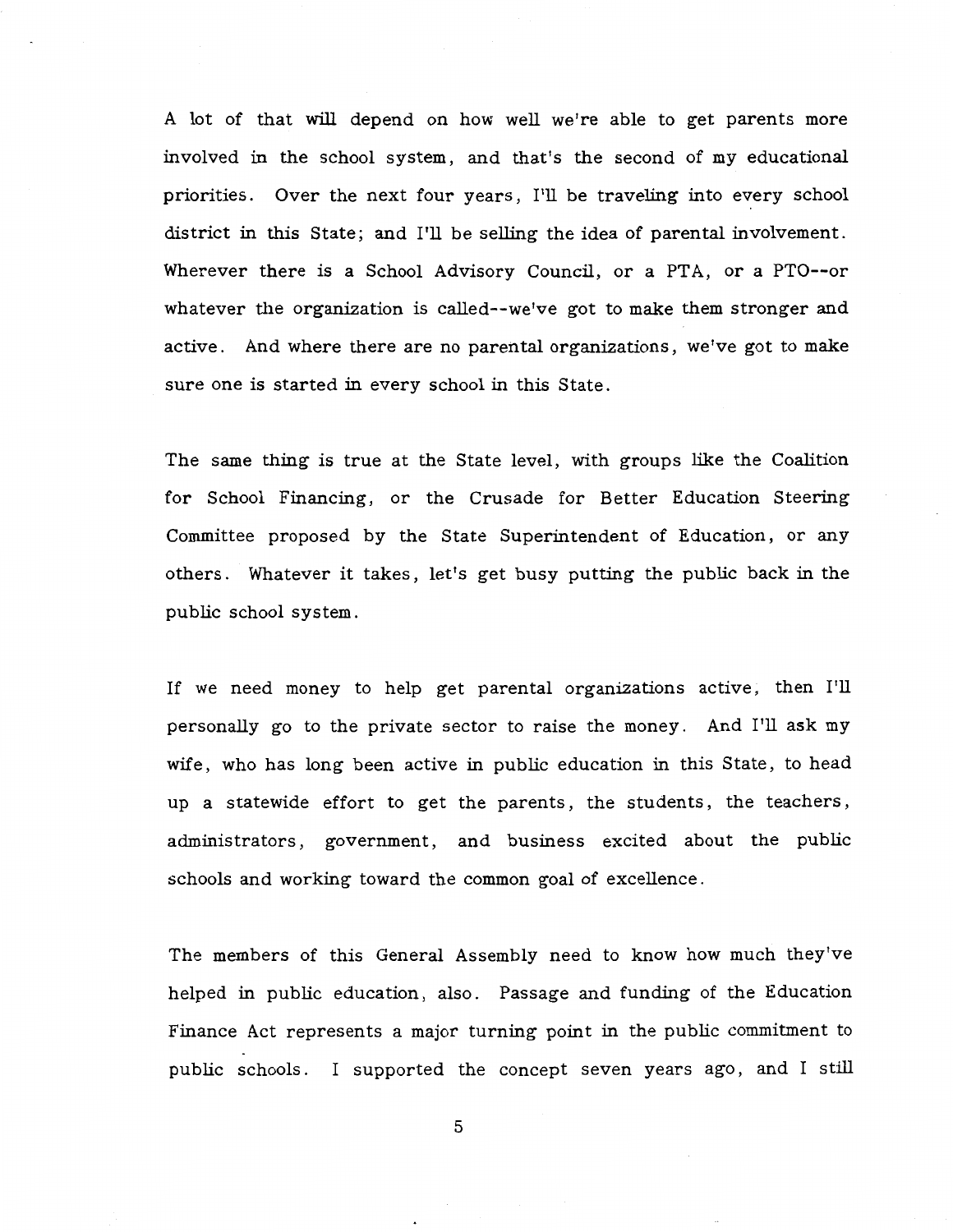A lot of that will depend on how well we're able to get parents more involved in the school system, and that's the second of my educational priorities. Over the next four years, I'll be traveling into every school district in this State; and I'll be selling the idea of parental involvement. Wherever there is a School Advisory Council, or a PTA, or a PTO--or whatever the organization is called--we've got to make them stronger and active. And where there are no parental organizations, we've got to make sure one is started in every school in this State.

The same thing is true at the State level, with groups like the Coalition for School Financing, or the Crusade for Better Education Steering Committee proposed by the State Superintendent of Education, or any others. Whatever it takes, let's get busy putting the public back in the public school system.

If we need money to help get parental organizations active, then I'll personally go to the private sector to raise the money. And I'll ask my wife, who has long been active in public education in this State, to head up a statewide effort to get the parents, the students, the teachers, administrators, government, and business excited about the public schools and working toward the common goal of excellence.

The members of this General Assembly need to know how much they've helped in public education, also. Passage and funding of the Education Finance Act represents a major turning point in the public commitment to public schools. I supported the concept seven years ago, and I still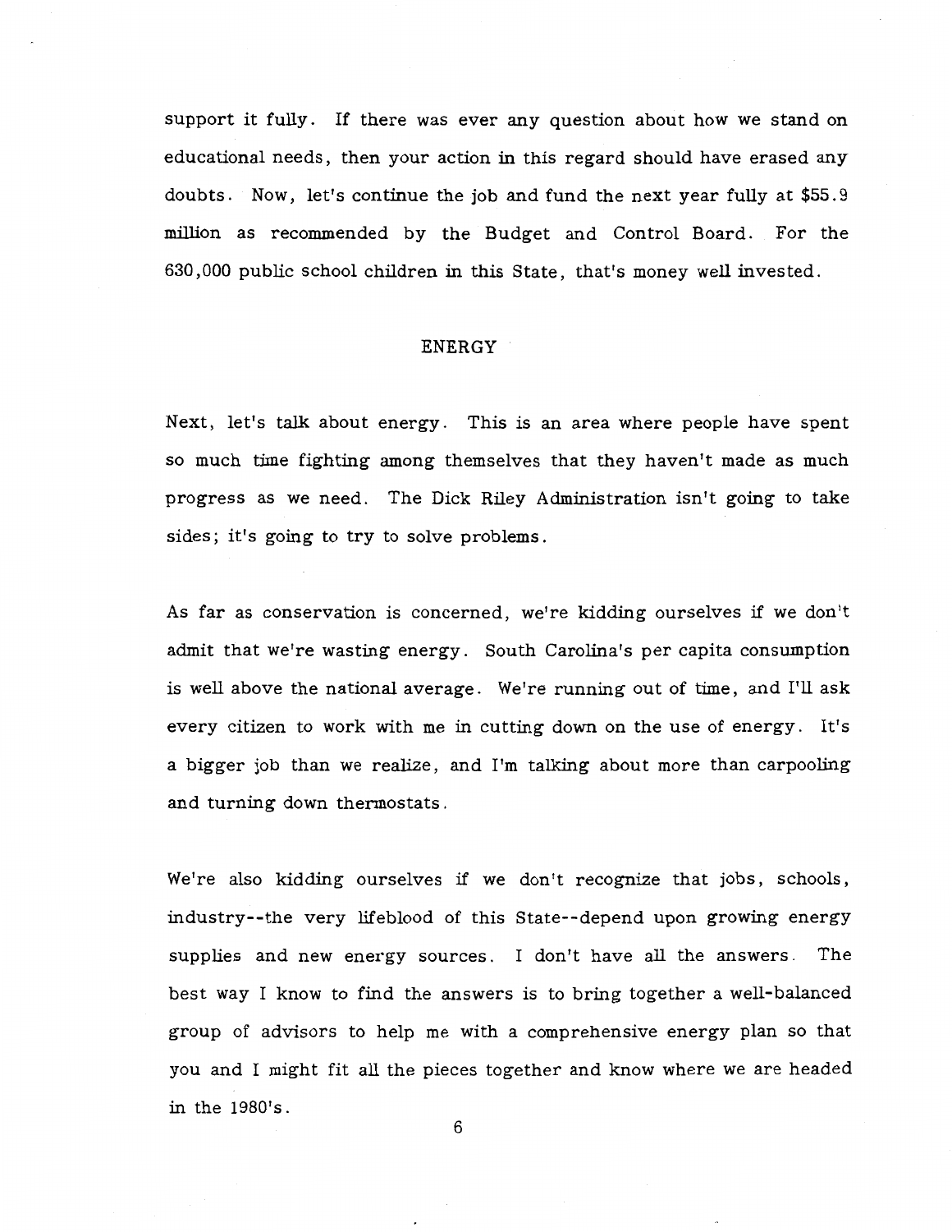support it fully. If there was ever any question about how we stand on educational needs, then your action in this regard should have erased any doubts. Now, let's continue the job and fund the next year fully at $55.9 million as recommended by the Budget and Control Board. For the 630,000 public school children in this State, that's money well invested.

## ENERGY

Next, let's talk about energy. This is an area where people have spent so much time fighting among themselves that they haven't made as much progress as we need. The Dick Riley Administration isn't going to take sides; it's going to try to solve problems.

As far as conservation is concerned, we're kidding ourselves if we don't admit that we're wasting energy. South Carolina's per capita consumption is well above the national average. We're running out of time, and I'll ask every citizen to work with me in cutting down on the use of energy. It's a bigger job than we realize, and I'm talking about more than carpooling and turning down thermostats.

We're also kidding ourselves if we don't recognize that jobs, schools, industry--the very lifeblood of this State--depend upon growing energy supplies and new energy sources. I don't have all the answers. The best way I know to find the answers is to bring together a well-balanced group of advisors to help me with a comprehensive energy plan so that you and I might fit all the pieces together and know where we are headed in the 1980's.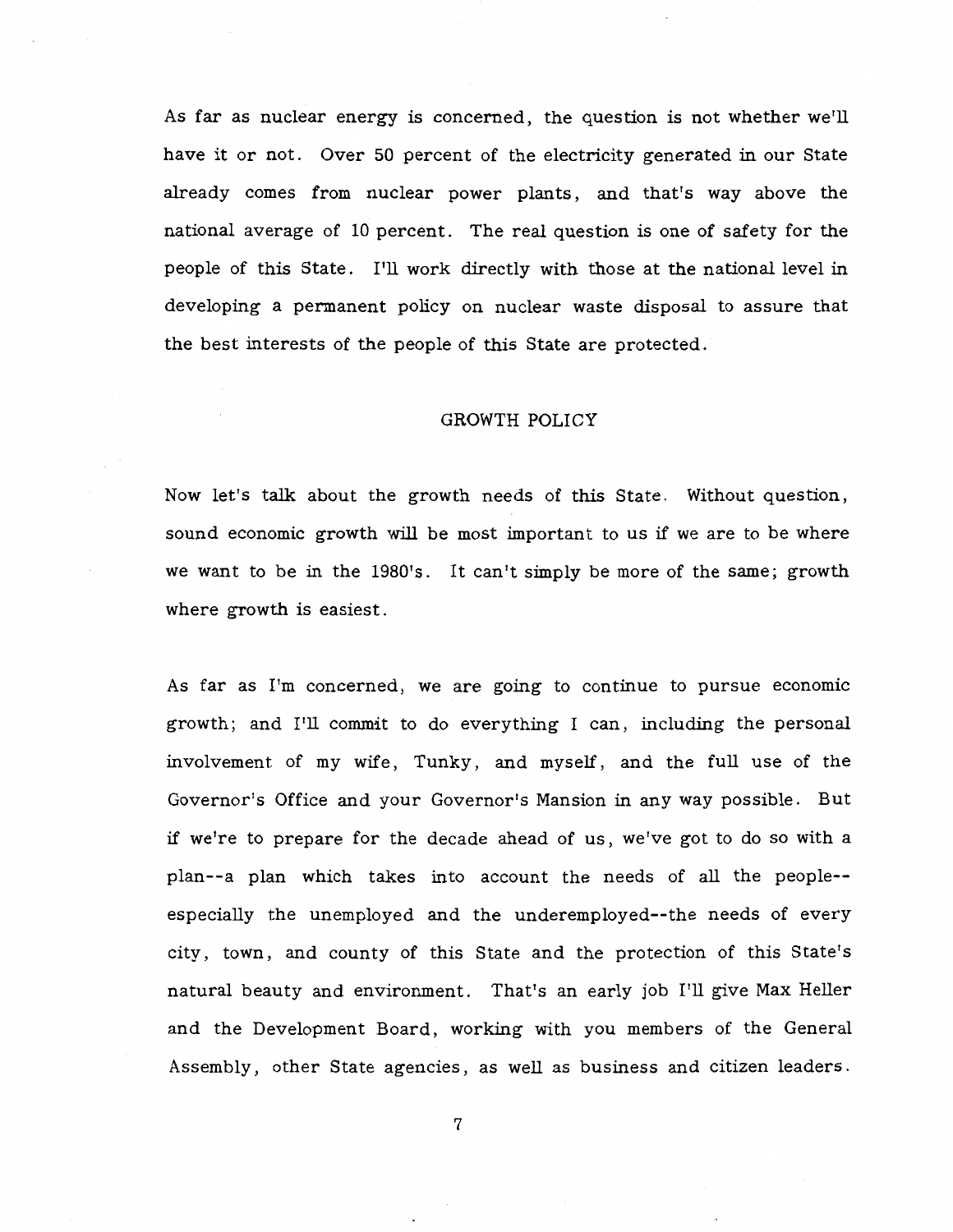As far as nuclear energy is concerned, the question is not whether we'll have it or not. Over 50 percent of the electricity generated in our State already comes from nuclear power plants, and that's way above the national average of 10 percent. The real question is one of safety for the people of this State. I'll work directly with those at the national level in developing a permanent policy on nuclear waste disposal to assure that the best interests of the people of this State are protected.

## GROWTH POLICY

Now let's talk about the growth needs of this State. Without question, sound economic growth will be most important to us if we are to be where we want to be in the 1980's. It can't simply be more of the same; growth where growth is easiest.

As far as I'm concerned, we are going to continue to pursue economic growth; and I'll commit to do everything I can, including the personal involvement of my wife, Tunky, and myself, and the full use of the Governor's Office and your Governor's Mansion in any way possible. But if we're to prepare for the decade ahead of us, we've got to do so with a plan--a plan which takes into account the needs of all the people--especially the unemployed and the underemployed--the needs of every city, town, and county of this State and the protection of this State's natural beauty and environment. That's an early job I'll give Max Heller and the Development Board, working with you members of the General Assembly, other State agencies, as well as business and citizen leaders.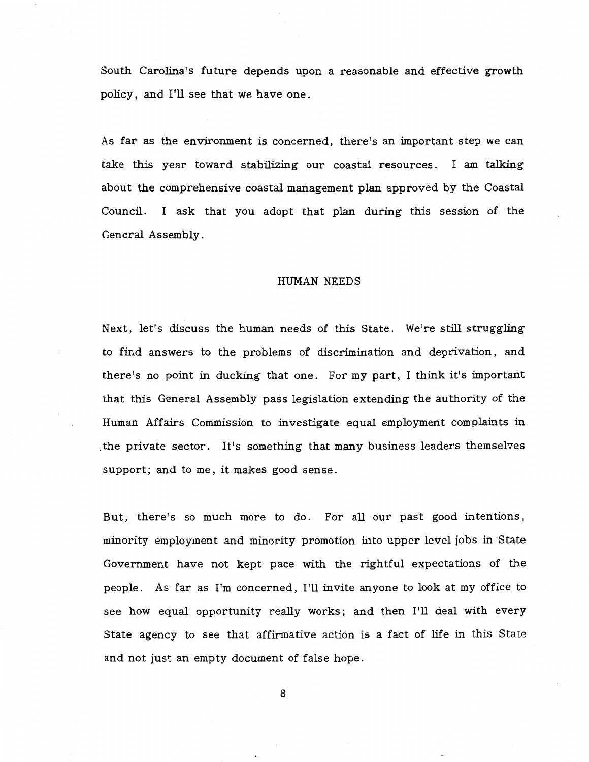South Carolina's future depends upon a reasonable and effective growth policy, and I'll see that we have one.

As far as the environment is concerned, there's an important step we can take this year toward stabilizing our coastal resources. I am talking about the comprehensive coastal management plan approved by the Coastal Council. I ask that you adopt that plan during this session of the General Assembly.

## HUMAN NEEDS

Next, let's discuss the human needs of this State. We're still struggling to find answers to the problems of discrimination and deprivation, and there's no point in ducking that one. For my part, I think it's important that this General Assembly pass legislation extending the authority of the Human Affairs Commission to investigate equal employment complaints in the private sector. It's something that many business leaders themselves support; and to me, it makes good sense.

But, there's so much more to do. For all our past good intentions, minority employment and minority promotion into upper level jobs in State Government have not kept pace with the rightful expectations of the people. As far as I'm concerned, I'll invite anyone to look at my office to see how equal opportunity really works; and then I'll deal with every State agency to see that affirmative action is a fact of life in this State and not just an empty document of false hope.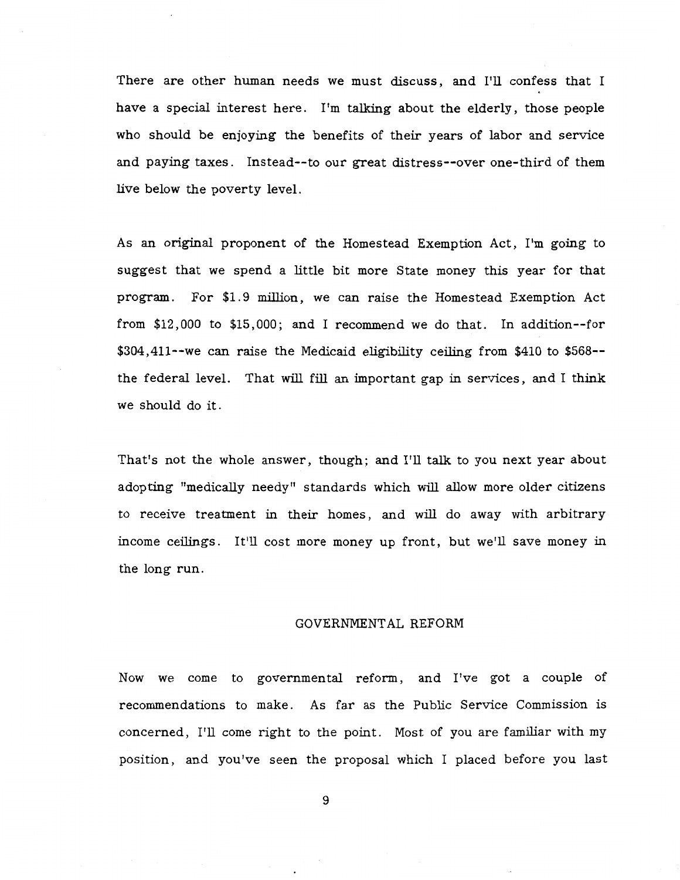There are other human needs we must discuss, and I'll confess that I have a special interest here. I'm talking about the elderly, those people who should be enjoying the benefits of their years of labor and service and paying taxes. Instead--to our great distress--over one-third of them live below the poverty level.

As an original proponent of the Homestead Exemption Act, I'm going to suggest that we spend a little bit more State money this year for that program. For $1.9 million, we can raise the Homestead Exemption Act from $12,000 to $15,000; and I recommend we do that. In addition--for $304,411--we can raise the Medicaid eligibility ceiling from $410 to $568--the federal level. That will fill an important gap in services, and I think we should do it.

That's not the whole answer, though; and I'll talk to you next year about adopting "medically needy" standards which will allow more older citizens to receive treatment in their homes, and will do away with arbitrary income ceilings. It'll cost more money up front, but we'll save money in the long run.

## GOVERNMENTAL REFORM

Now we come to governmental reform, and I've got a couple of recommendations to make. As far as the Public Service Commission is concerned, I'll come right to the point. Most of you are familiar with my position, and you've seen the proposal which I placed before you last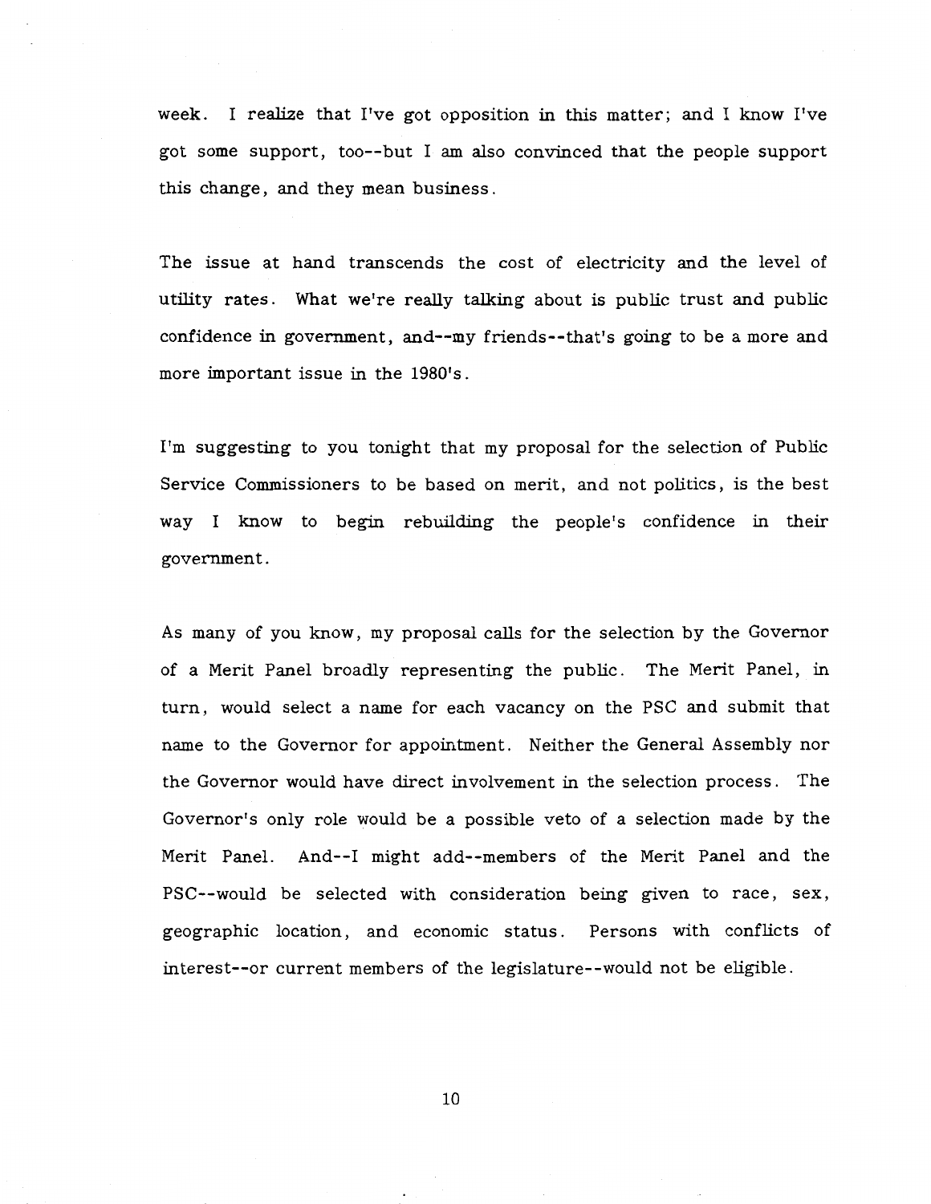week. I realize that I've got opposition in this matter; and I know I've got some support, too--but I am also convinced that the people support this change, and they mean business.

The issue at hand transcends the cost of electricity and the level of utility rates. What we're really talking about is public trust and public confidence in government, and--my friends--that's going to be a more and more important issue in the 1980's.

I'm suggesting to you tonight that my proposal for the selection of Public Service Commissioners to be based on merit, and not politics, is the best way I know to begin rebuilding the people's confidence in their government.

As many of you know, my proposal calls for the selection by the Governor of a Merit Panel broadly representing the public. The Merit Panel, in turn, would select a name for each vacancy on the PSC and submit that name to the Governor for appointment. Neither the General Assembly nor the Governor would have direct involvement in the selection process. The Governor's only role would be a possible veto of a selection made by the Merit Panel. And--I might add--members of the Merit Panel and the PSC--would be selected with consideration being given to race, sex, geographic location, and economic status. Persons with conflicts of interest--or current members of the legislature--would not be eligible.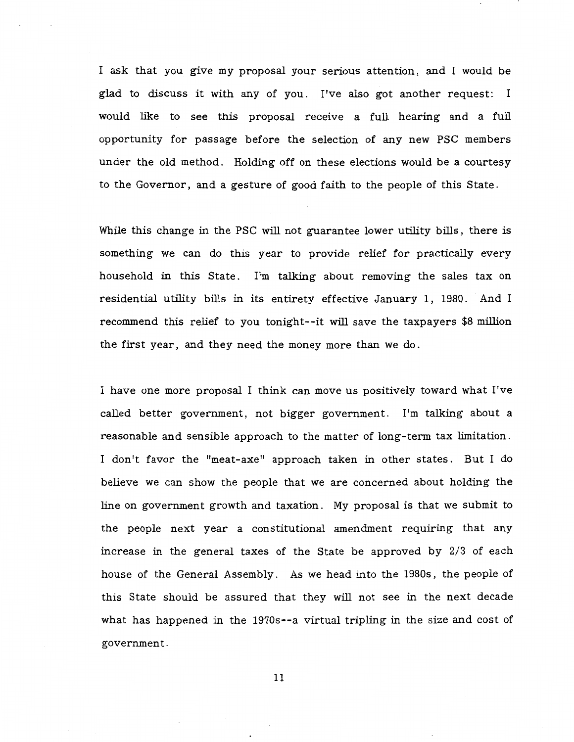I ask that you give my proposal your serious attention, and I would be glad to discuss it with any of you. I've also got another request: I would like to see this proposal receive a full hearing and a full opportunity for passage before the selection of any new PSC members under the old method. Holding off on these elections would be a courtesy to the Governor, and a gesture of good faith to the people of this State.

While this change in the PSC will not guarantee lower utility bills, there is something we can do this year to provide relief for practically every household in this State. I'm talking about removing the sales tax on residential utility bills in its entirety effective January 1, 1980. And I recommend this relief to you tonight--it will save the taxpayers $8 million the first year, and they need the money more than we do.

I have one more proposal I think can move us positively toward what I've called better government, not bigger government. I'm talking about a reasonable and sensible approach to the matter of long-term tax limitation. I don't favor the "meat-axe" approach taken in other states. But I do believe we can show the people that we are concerned about holding the line on government growth and taxation. My proposal is that we submit to the people next year a constitutional amendment requiring that any increase in the general taxes of the State be approved by 2/3 of each house of the General Assembly. As we head into the 1980s, the people of this State should be assured that they will not see in the next decade what has happened in the 1970s--a virtual tripling in the size and cost of government.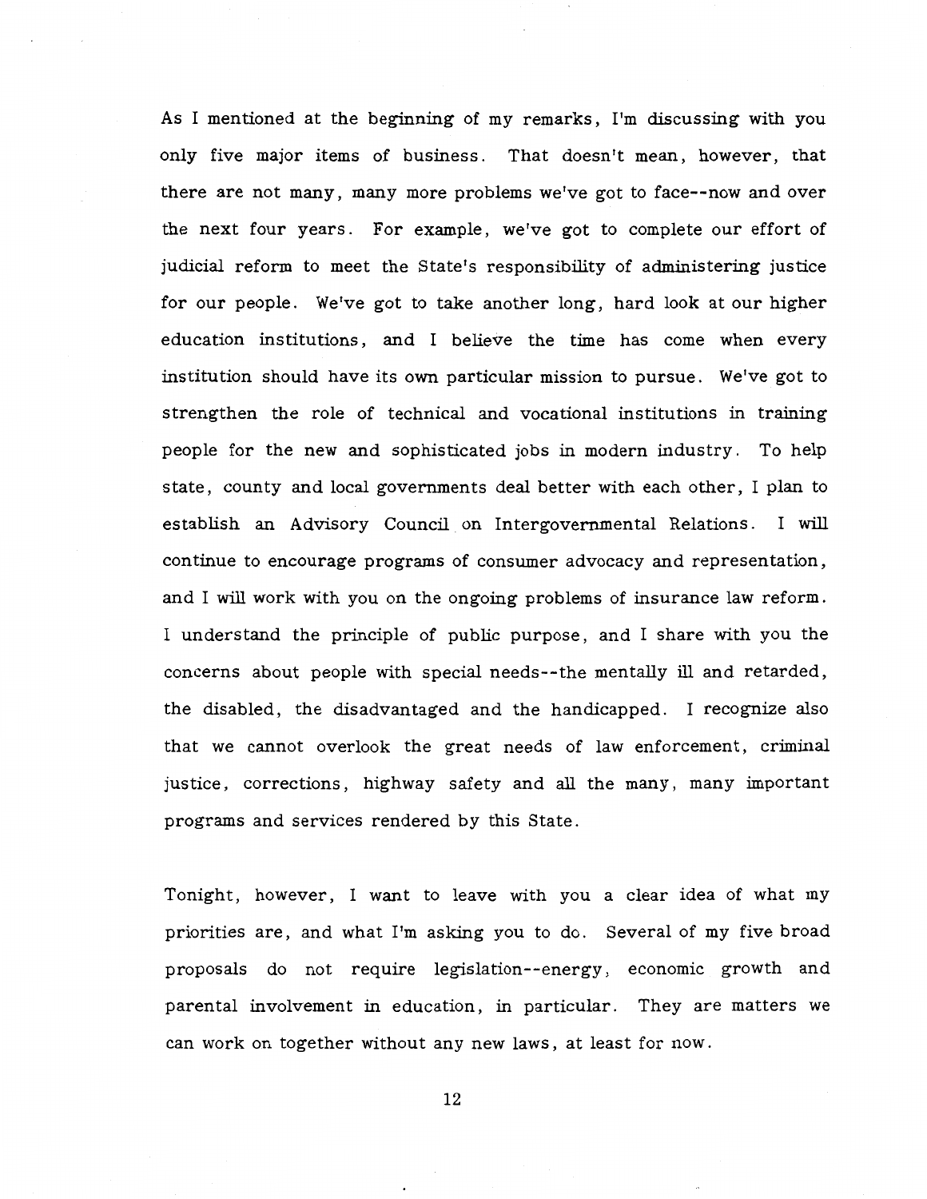As I mentioned at the beginning of my remarks, I'm discussing with you only five major items of business. That doesn't mean, however, that there are not many, many more problems we've got to face--now and over the next four years. For example, we've got to complete our effort of judicial reform to meet the State's responsibility of administering justice for our people. We've got to take another long, hard look at our higher education institutions, and I believe the time has come when every institution should have its own particular mission to pursue. We've got to strengthen the role of technical and vocational institutions in training people for the new and sophisticated jobs in modern industry. To help state, county and local governments deal better with each other, I plan to establish an Advisory Council on Intergovernmental Relations. I will continue to encourage programs of consumer advocacy and representation, and I will work with you on the ongoing problems of insurance law reform. I understand the principle of public purpose, and I share with you the concerns about people with special needs--the mentally ill and retarded, the disabled, the disadvantaged and the handicapped. I recognize also that we cannot overlook the great needs of law enforcement, criminal justice, corrections, highway safety and all the many, many important programs and services rendered by this State.

Tonight, however, I want to leave with you a clear idea of what my priorities are, and what I'm asking you to do. Several of my five broad proposals do not require legislation--energy, economic growth and parental involvement in education, in particular. They are matters we can work on together without any new laws, at least for now.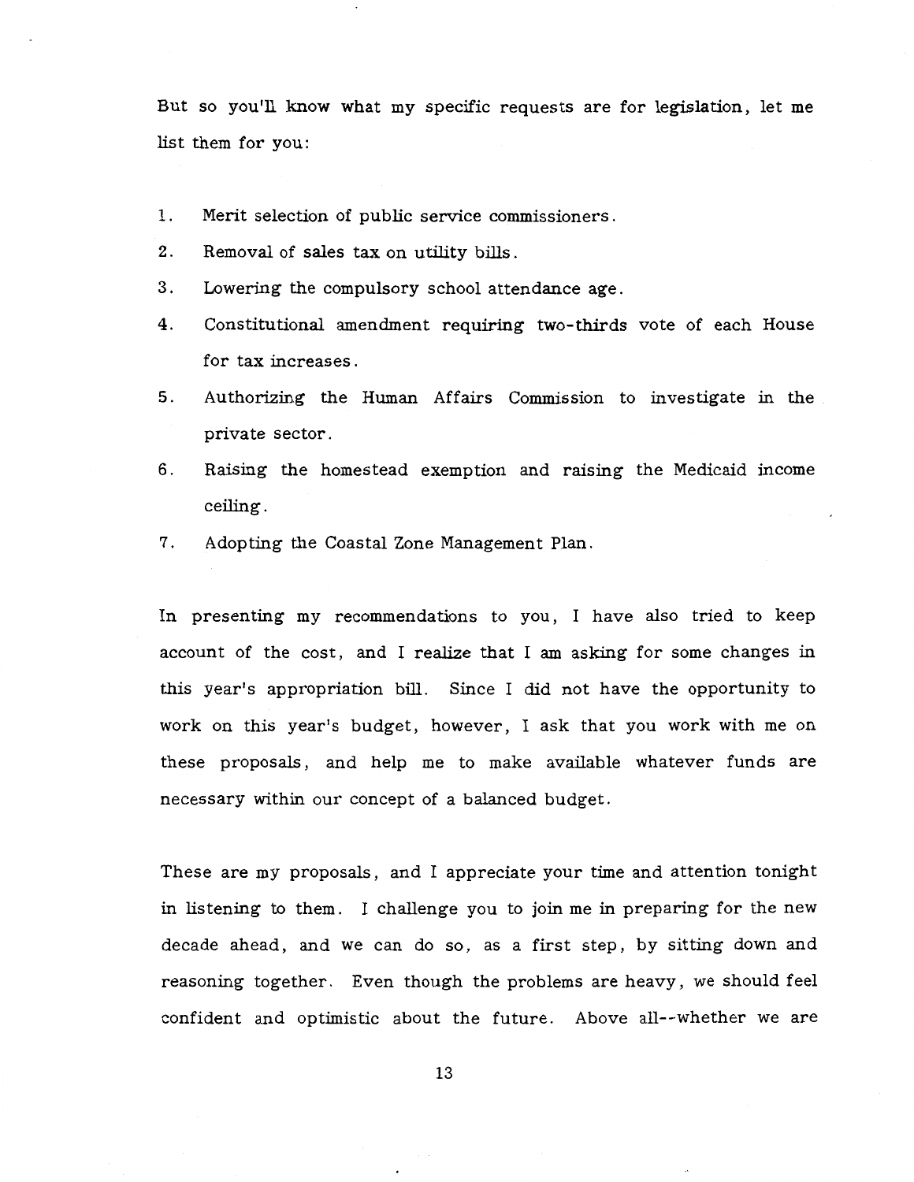But so you'll know what my specific requests are for legislation, let me list them for you:

1. Merit selection of public service commissioners.
2. Removal of sales tax on utility bills.
3. Lowering the compulsory school attendance age.
4. Constitutional amendment requiring two-thirds vote of each House for tax increases.
5. Authorizing the Human Affairs Commission to investigate in the private sector.
6. Raising the homestead exemption and raising the Medicaid income ceiling.
7. Adopting the Coastal Zone Management Plan.

In presenting my recommendations to you, I have also tried to keep account of the cost, and I realize that I am asking for some changes in this year's appropriation bill. Since I did not have the opportunity to work on this year's budget, however, I ask that you work with me on these proposals, and help me to make available whatever funds are necessary within our concept of a balanced budget.

These are my proposals, and I appreciate your time and attention tonight in listening to them. I challenge you to join me in preparing for the new decade ahead, and we can do so, as a first step, by sitting down and reasoning together. Even though the problems are heavy, we should feel confident and optimistic about the future. Above all--whether we are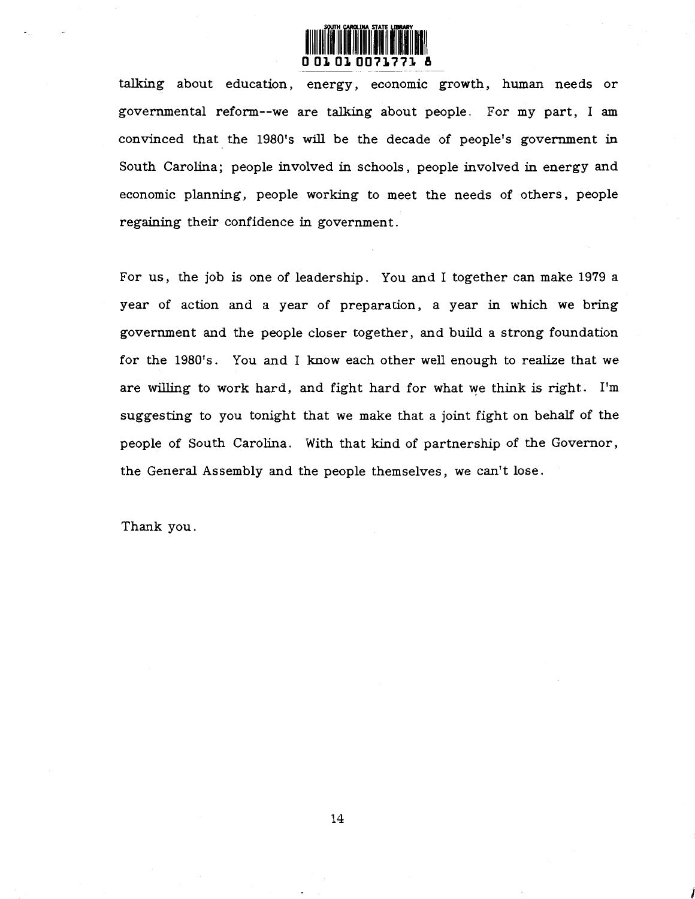talking about education, energy, economic growth, human needs or governmental reform--we are talking about people. For my part, I am convinced that the 1980's will be the decade of people's government in South Carolina; people involved in schools, people involved in energy and economic planning, people working to meet the needs of others, people regaining their confidence in government.

For us, the job is one of leadership. You and I together can make 1979 a year of action and a year of preparation, a year in which we bring government and the people closer together, and build a strong foundation for the 1980's. You and I know each other well enough to realize that we are willing to work hard, and fight hard for what we think is right. I'm suggesting to you tonight that we make that a joint fight on behalf of the people of South Carolina. With that kind of partnership of the Governor, the General Assembly and the people themselves, we can't lose.

Thank you.